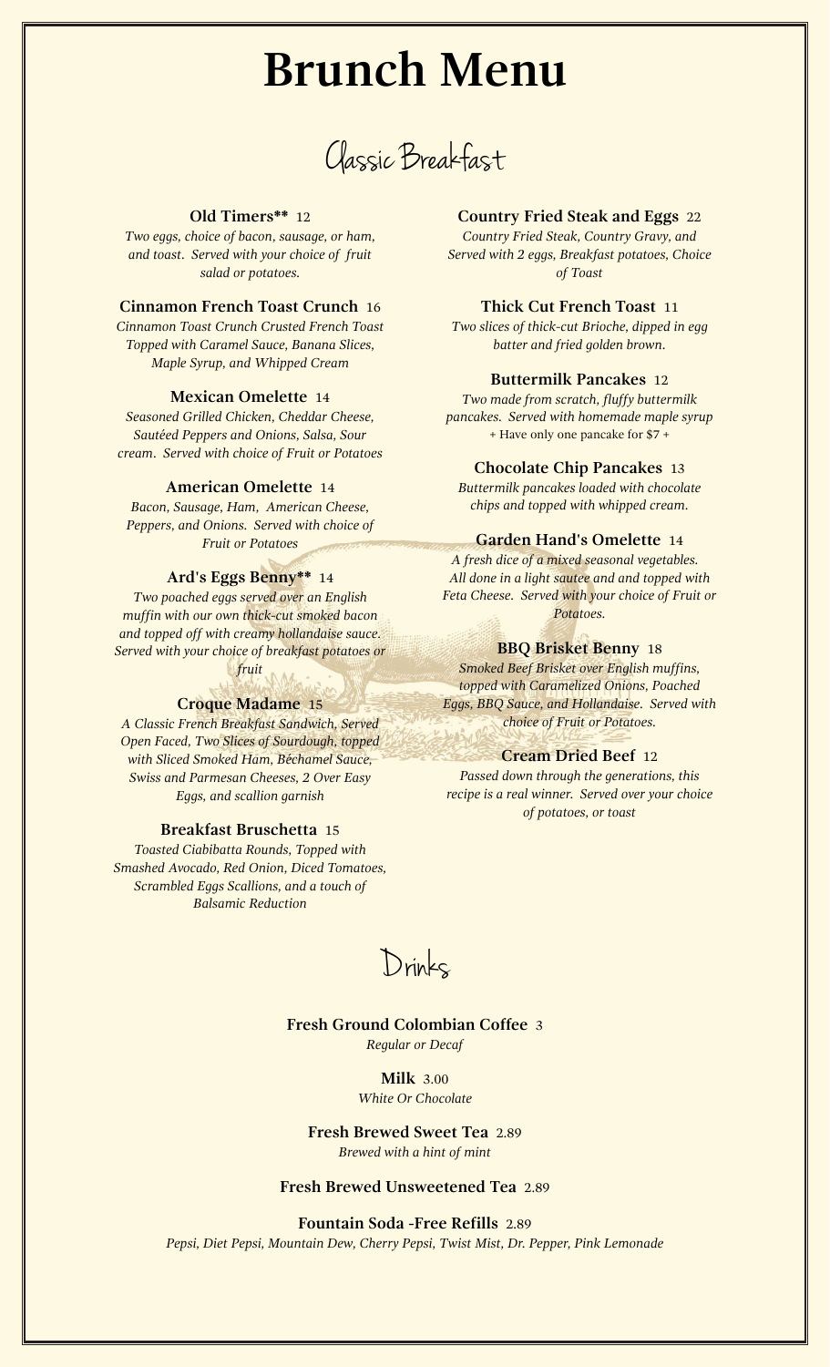# Brunch Menu

## Classic Breakfast

### Old Timers** 12
*Two eggs, choice of bacon, sausage, or ham, and toast. Served with your choice of fruit salad or potatoes.*

### Cinnamon French Toast Crunch 16
*Cinnamon Toast Crunch Crusted French Toast Topped with Caramel Sauce, Banana Slices, Maple Syrup, and Whipped Cream*

### Mexican Omelette 14
*Seasoned Grilled Chicken, Cheddar Cheese, Sautéed Peppers and Onions, Salsa, Sour cream. Served with choice of Fruit or Potatoes*

### American Omelette 14
*Bacon, Sausage, Ham, American Cheese, Peppers, and Onions. Served with choice of Fruit or Potatoes*

### Ard's Eggs Benny** 14
*Two poached eggs served over an English muffin with our own thick-cut smoked bacon and topped off with creamy hollandaise sauce. Served with your choice of breakfast potatoes or fruit*

### Croque Madame 15
*A Classic French Breakfast Sandwich, Served Open Faced, Two Slices of Sourdough, topped with Sliced Smoked Ham, Béchamel Sauce, Swiss and Parmesan Cheeses, 2 Over Easy Eggs, and scallion garnish*

### Breakfast Bruschetta 15
*Toasted Ciabibatta Rounds, Topped with Smashed Avocado, Red Onion, Diced Tomatoes, Scrambled Eggs Scallions, and a touch of Balsamic Reduction*

### Country Fried Steak and Eggs 22
*Country Fried Steak, Country Gravy, and Served with 2 eggs, Breakfast potatoes, Choice of Toast*

### Thick Cut French Toast 11
*Two slices of thick-cut Brioche, dipped in egg batter and fried golden brown.*

### Buttermilk Pancakes 12
*Two made from scratch, fluffy buttermilk pancakes. Served with homemade maple syrup*
+ Have only one pancake for $7 +

### Chocolate Chip Pancakes 13
*Buttermilk pancakes loaded with chocolate chips and topped with whipped cream.*

### Garden Hand's Omelette 14
*A fresh dice of a mixed seasonal vegetables. All done in a light sautee and and topped with Feta Cheese. Served with your choice of Fruit or Potatoes.*

### BBQ Brisket Benny 18
*Smoked Beef Brisket over English muffins, topped with Caramelized Onions, Poached Eggs, BBQ Sauce, and Hollandaise. Served with choice of Fruit or Potatoes.*

### Cream Dried Beef 12
*Passed down through the generations, this recipe is a real winner. Served over your choice of potatoes, or toast*

## Drinks

### Fresh Ground Colombian Coffee 3
*Regular or Decaf*

### Milk 3.00
*White Or Chocolate*

### Fresh Brewed Sweet Tea 2.89
*Brewed with a hint of mint*

### Fresh Brewed Unsweetened Tea 2.89

### Fountain Soda -Free Refills 2.89
*Pepsi, Diet Pepsi, Mountain Dew, Cherry Pepsi, Twist Mist, Dr. Pepper, Pink Lemonade*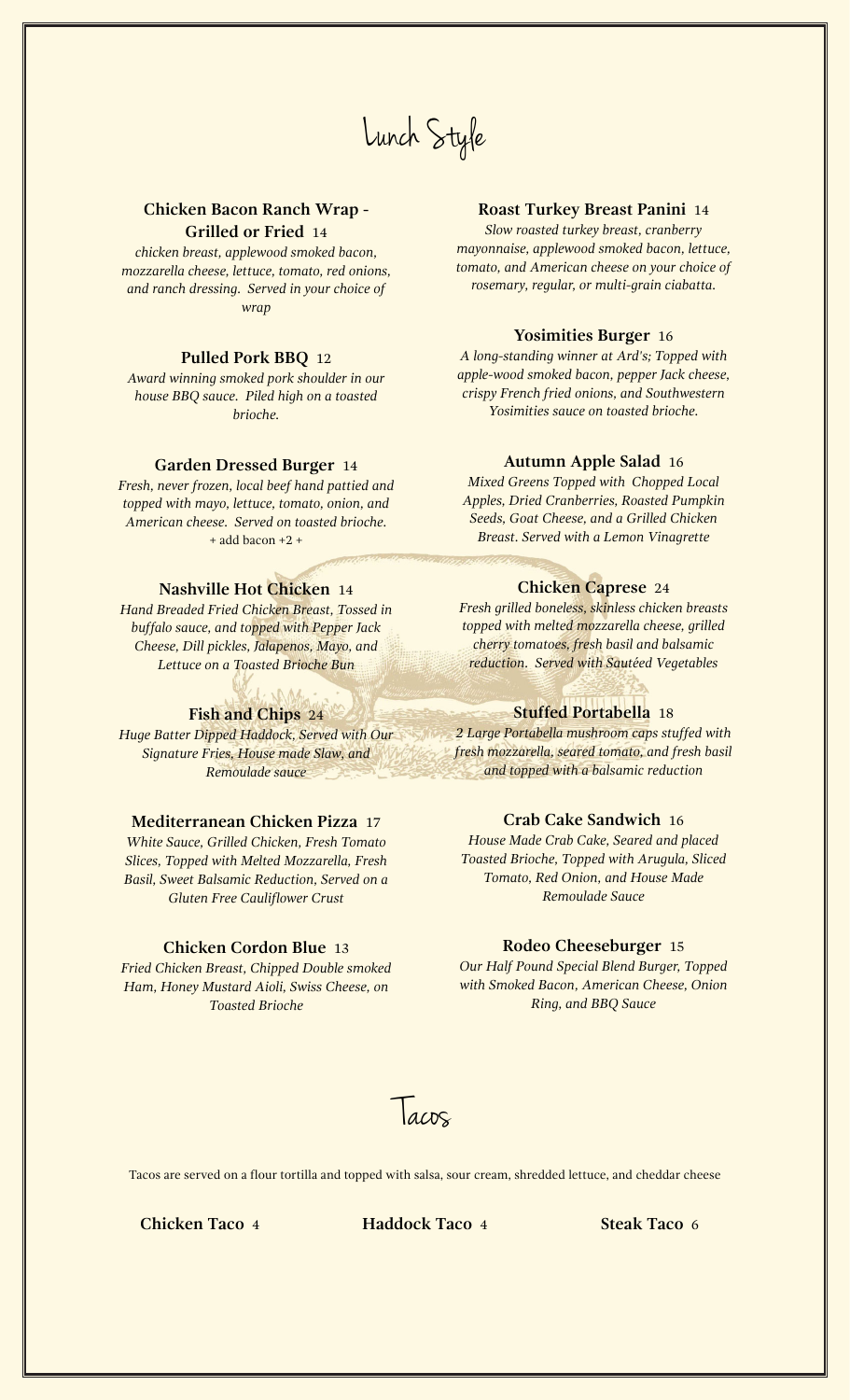# Lunch Style

### Chicken Bacon Ranch Wrap - Grilled or Fried 14

*chicken breast, applewood smoked bacon, mozzarella cheese, lettuce, tomato, red onions, and ranch dressing. Served in your choice of wrap*

### Pulled Pork BBQ 12

*Award winning smoked pork shoulder in our house BBQ sauce. Piled high on a toasted brioche.*

### Garden Dressed Burger 14

*Fresh, never frozen, local beef hand pattied and topped with mayo, lettuce, tomato, onion, and American cheese. Served on toasted brioche.*

+ add bacon +2 +

### Nashville Hot Chicken 14

*Hand Breaded Fried Chicken Breast, Tossed in buffalo sauce, and topped with Pepper Jack Cheese, Dill pickles, Jalapenos, Mayo, and Lettuce on a Toasted Brioche Bun*

### Fish and Chips 24

*Huge Batter Dipped Haddock, Served with Our Signature Fries, House made Slaw, and Remoulade sauce*

### Mediterranean Chicken Pizza 17

*White Sauce, Grilled Chicken, Fresh Tomato Slices, Topped with Melted Mozzarella, Fresh Basil, Sweet Balsamic Reduction, Served on a Gluten Free Cauliflower Crust*

### Chicken Cordon Blue 13

*Fried Chicken Breast, Chipped Double smoked Ham, Honey Mustard Aioli, Swiss Cheese, on Toasted Brioche*

### Roast Turkey Breast Panini 14

*Slow roasted turkey breast, cranberry mayonnaise, applewood smoked bacon, lettuce, tomato, and American cheese on your choice of rosemary, regular, or multi-grain ciabatta.*

### Yosimities Burger 16

*A long-standing winner at Ard's; Topped with apple-wood smoked bacon, pepper Jack cheese, crispy French fried onions, and Southwestern Yosimities sauce on toasted brioche.*

### Autumn Apple Salad 16

*Mixed Greens Topped with Chopped Local Apples, Dried Cranberries, Roasted Pumpkin Seeds, Goat Cheese, and a Grilled Chicken Breast. Served with a Lemon Vinagrette*

### Chicken Caprese 24

*Fresh grilled boneless, skinless chicken breasts topped with melted mozzarella cheese, grilled cherry tomatoes, fresh basil and balsamic reduction. Served with Sautéed Vegetables*

### Stuffed Portabella 18

*2 Large Portabella mushroom caps stuffed with fresh mozzarella, seared tomato, and fresh basil and topped with a balsamic reduction*

### Crab Cake Sandwich 16

*House Made Crab Cake, Seared and placed Toasted Brioche, Topped with Arugula, Sliced Tomato, Red Onion, and House Made Remoulade Sauce*

### Rodeo Cheeseburger 15

*Our Half Pound Special Blend Burger, Topped with Smoked Bacon, American Cheese, Onion Ring, and BBQ Sauce*

# Tacos

Tacos are served on a flour tortilla and topped with salsa, sour cream, shredded lettuce, and cheddar cheese

**Chicken Taco** 4

**Haddock Taco** 4

**Steak Taco** 6